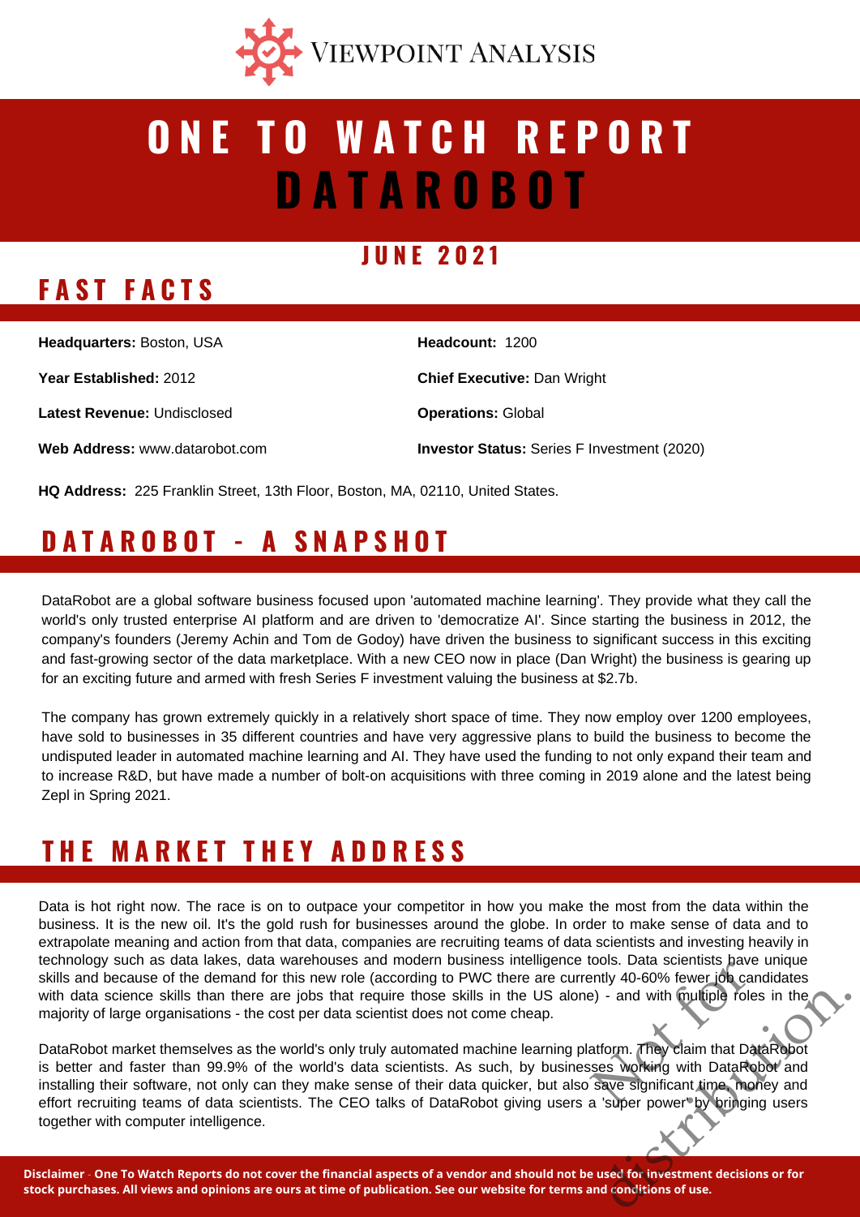VIEWPOINT ANALYSIS

# ONE TO WATCH REPORT
# DATAROBOT

## JUNE 2021

## FAST FACTS

**Headquarters:** Boston, USA

**Year Established:** 2012

**Latest Revenue:** Undisclosed

**Web Address:** www.datarobot.com

**Headcount:** 1200

**Chief Executive:** Dan Wright

**Operations:** Global

**Investor Status:** Series F Investment (2020)

**HQ Address:** 225 Franklin Street, 13th Floor, Boston, MA, 02110, United States.

## DATAROBOT - A SNAPSHOT

DataRobot are a global software business focused upon 'automated machine learning'. They provide what they call the world's only trusted enterprise AI platform and are driven to 'democratize AI'. Since starting the business in 2012, the company's founders (Jeremy Achin and Tom de Godoy) have driven the business to significant success in this exciting and fast-growing sector of the data marketplace. With a new CEO now in place (Dan Wright) the business is gearing up for an exciting future and armed with fresh Series F investment valuing the business at $2.7b.

The company has grown extremely quickly in a relatively short space of time. They now employ over 1200 employees, have sold to businesses in 35 different countries and have very aggressive plans to build the business to become the undisputed leader in automated machine learning and AI. They have used the funding to not only expand their team and to increase R&D, but have made a number of bolt-on acquisitions with three coming in 2019 alone and the latest being Zepl in Spring 2021.

## THE MARKET THEY ADDRESS

Data is hot right now. The race is on to outpace your competitor in how you make the most from the data within the business. It is the new oil. It's the gold rush for businesses around the globe. In order to make sense of data and to extrapolate meaning and action from that data, companies are recruiting teams of data scientists and investing heavily in technology such as data lakes, data warehouses and modern business intelligence tools. Data scientists have unique skills and because of the demand for this new role (according to PWC there are currently 40-60% fewer job candidates with data science skills than there are jobs that require those skills in the US alone) - and with multiple roles in the majority of large organisations - the cost per data scientist does not come cheap.

DataRobot market themselves as the world's only truly automated machine learning platform. They claim that DataRobot is better and faster than 99.9% of the world's data scientists. As such, by businesses working with DataRobot and installing their software, not only can they make sense of their data quicker, but also save significant time, money and effort recruiting teams of data scientists. The CEO talks of DataRobot giving users a 'super power' by bringing users together with computer intelligence.

Not for distribution.

**Disclaimer** - **One To Watch Reports do not cover the financial aspects of a vendor and should not be used for investment decisions or for stock purchases. All views and opinions are ours at time of publication. See our website for terms and conditions of use.**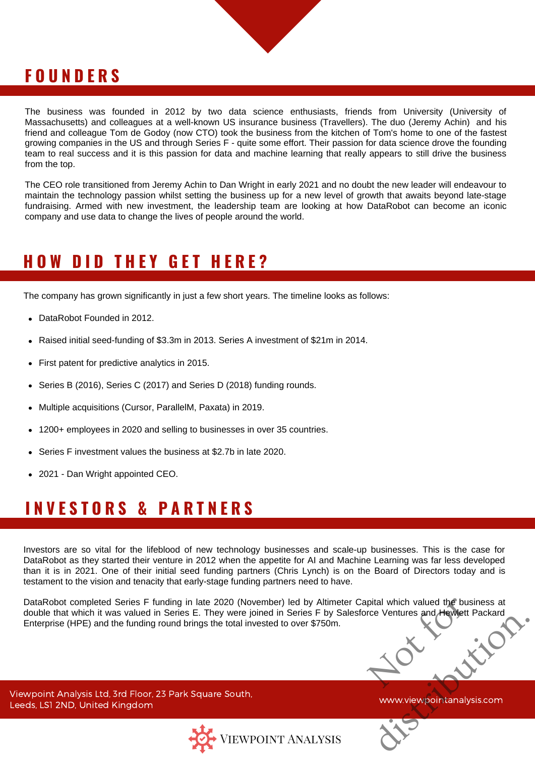## FOUNDERS

The business was founded in 2012 by two data science enthusiasts, friends from University (University of Massachusetts) and colleagues at a well-known US insurance business (Travellers). The duo (Jeremy Achin) and his friend and colleague Tom de Godoy (now CTO) took the business from the kitchen of Tom's home to one of the fastest growing companies in the US and through Series F - quite some effort. Their passion for data science drove the founding team to real success and it is this passion for data and machine learning that really appears to still drive the business from the top.

The CEO role transitioned from Jeremy Achin to Dan Wright in early 2021 and no doubt the new leader will endeavour to maintain the technology passion whilst setting the business up for a new level of growth that awaits beyond late-stage fundraising. Armed with new investment, the leadership team are looking at how DataRobot can become an iconic company and use data to change the lives of people around the world.

## HOW DID THEY GET HERE?

The company has grown significantly in just a few short years. The timeline looks as follows:

- DataRobot Founded in 2012.
- Raised initial seed-funding of $3.3m in 2013. Series A investment of $21m in 2014.
- First patent for predictive analytics in 2015.
- Series B (2016), Series C (2017) and Series D (2018) funding rounds.
- Multiple acquisitions (Cursor, ParallelM, Paxata) in 2019.
- 1200+ employees in 2020 and selling to businesses in over 35 countries.
- Series F investment values the business at $2.7b in late 2020.
- 2021 - Dan Wright appointed CEO.

## INVESTORS & PARTNERS

Investors are so vital for the lifeblood of new technology businesses and scale-up businesses. This is the case for DataRobot as they started their venture in 2012 when the appetite for AI and Machine Learning was far less developed than it is in 2021. One of their initial seed funding partners (Chris Lynch) is on the Board of Directors today and is testament to the vision and tenacity that early-stage funding partners need to have.

DataRobot completed Series F funding in late 2020 (November) led by Altimeter Capital which valued the business at double that which it was valued in Series E. They were joined in Series F by Salesforce Ventures and Hewlett Packard Enterprise (HPE) and the funding round brings the total invested to over $750m.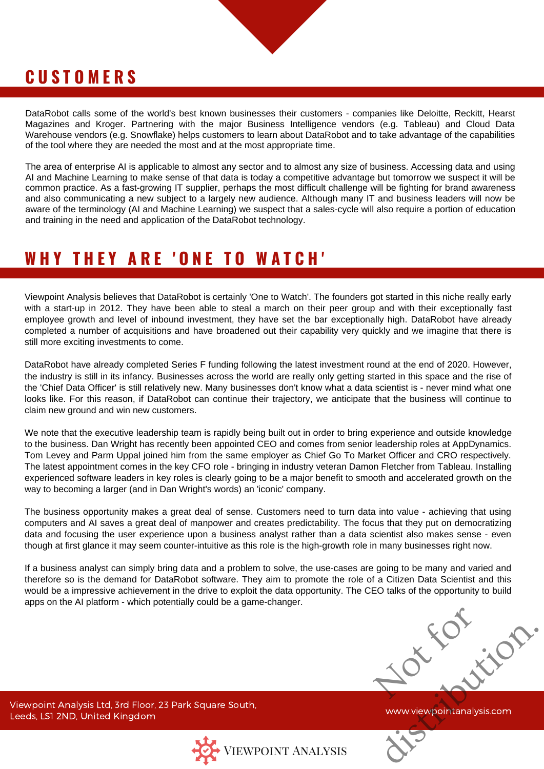## CUSTOMERS

DataRobot calls some of the world's best known businesses their customers - companies like Deloitte, Reckitt, Hearst Magazines and Kroger. Partnering with the major Business Intelligence vendors (e.g. Tableau) and Cloud Data Warehouse vendors (e.g. Snowflake) helps customers to learn about DataRobot and to take advantage of the capabilities of the tool where they are needed the most and at the most appropriate time.

The area of enterprise AI is applicable to almost any sector and to almost any size of business. Accessing data and using AI and Machine Learning to make sense of that data is today a competitive advantage but tomorrow we suspect it will be common practice. As a fast-growing IT supplier, perhaps the most difficult challenge will be fighting for brand awareness and also communicating a new subject to a largely new audience. Although many IT and business leaders will now be aware of the terminology (AI and Machine Learning) we suspect that a sales-cycle will also require a portion of education and training in the need and application of the DataRobot technology.

## WHY THEY ARE 'ONE TO WATCH'

Viewpoint Analysis believes that DataRobot is certainly 'One to Watch'. The founders got started in this niche really early with a start-up in 2012. They have been able to steal a march on their peer group and with their exceptionally fast employee growth and level of inbound investment, they have set the bar exceptionally high. DataRobot have already completed a number of acquisitions and have broadened out their capability very quickly and we imagine that there is still more exciting investments to come.

DataRobot have already completed Series F funding following the latest investment round at the end of 2020. However, the industry is still in its infancy. Businesses across the world are really only getting started in this space and the rise of the 'Chief Data Officer' is still relatively new. Many businesses don't know what a data scientist is - never mind what one looks like. For this reason, if DataRobot can continue their trajectory, we anticipate that the business will continue to claim new ground and win new customers.

We note that the executive leadership team is rapidly being built out in order to bring experience and outside knowledge to the business. Dan Wright has recently been appointed CEO and comes from senior leadership roles at AppDynamics. Tom Levey and Parm Uppal joined him from the same employer as Chief Go To Market Officer and CRO respectively. The latest appointment comes in the key CFO role - bringing in industry veteran Damon Fletcher from Tableau. Installing experienced software leaders in key roles is clearly going to be a major benefit to smooth and accelerated growth on the way to becoming a larger (and in Dan Wright's words) an 'iconic' company.

The business opportunity makes a great deal of sense. Customers need to turn data into value - achieving that using computers and AI saves a great deal of manpower and creates predictability. The focus that they put on democratizing data and focusing the user experience upon a business analyst rather than a data scientist also makes sense - even though at first glance it may seem counter-intuitive as this role is the high-growth role in many businesses right now.

If a business analyst can simply bring data and a problem to solve, the use-cases are going to be many and varied and therefore so is the demand for DataRobot software. They aim to promote the role of a Citizen Data Scientist and this would be a impressive achievement in the drive to exploit the data opportunity. The CEO talks of the opportunity to build apps on the AI platform - which potentially could be a game-changer.

Not for distribution.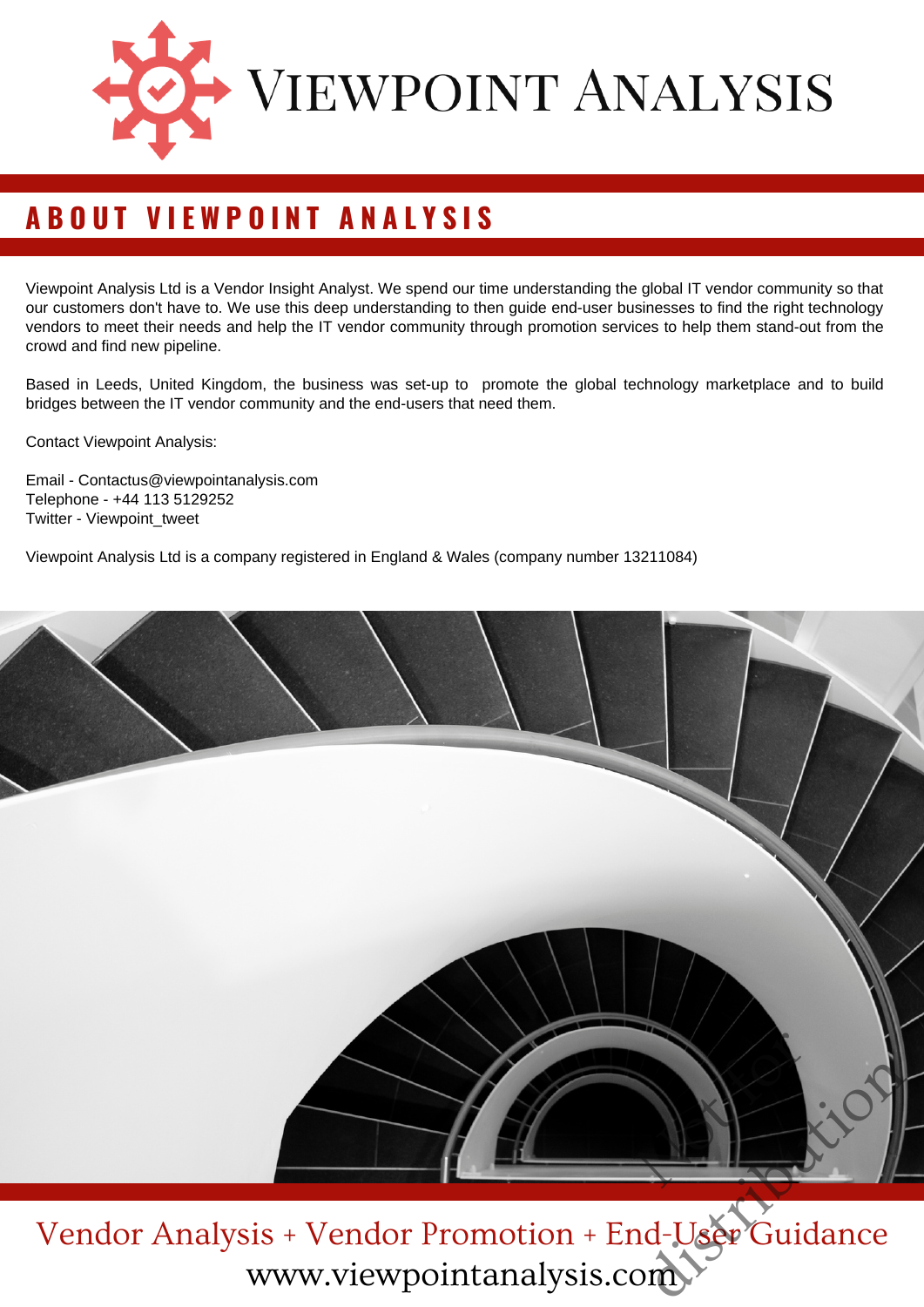# Viewpoint Analysis

## ABOUT VIEWPOINT ANALYSIS

Viewpoint Analysis Ltd is a Vendor Insight Analyst. We spend our time understanding the global IT vendor community so that our customers don't have to. We use this deep understanding to then guide end-user businesses to find the right technology vendors to meet their needs and help the IT vendor community through promotion services to help them stand-out from the crowd and find new pipeline.

Based in Leeds, United Kingdom, the business was set-up to promote the global technology marketplace and to build bridges between the IT vendor community and the end-users that need them.

Contact Viewpoint Analysis:

Email - Contactus@viewpointanalysis.com
Telephone - +44 113 5129252
Twitter - Viewpoint_tweet

Viewpoint Analysis Ltd is a company registered in England & Wales (company number 13211084)

Vendor Analysis + Vendor Promotion + End-User Guidance
www.viewpointanalysis.com

Not for distribution